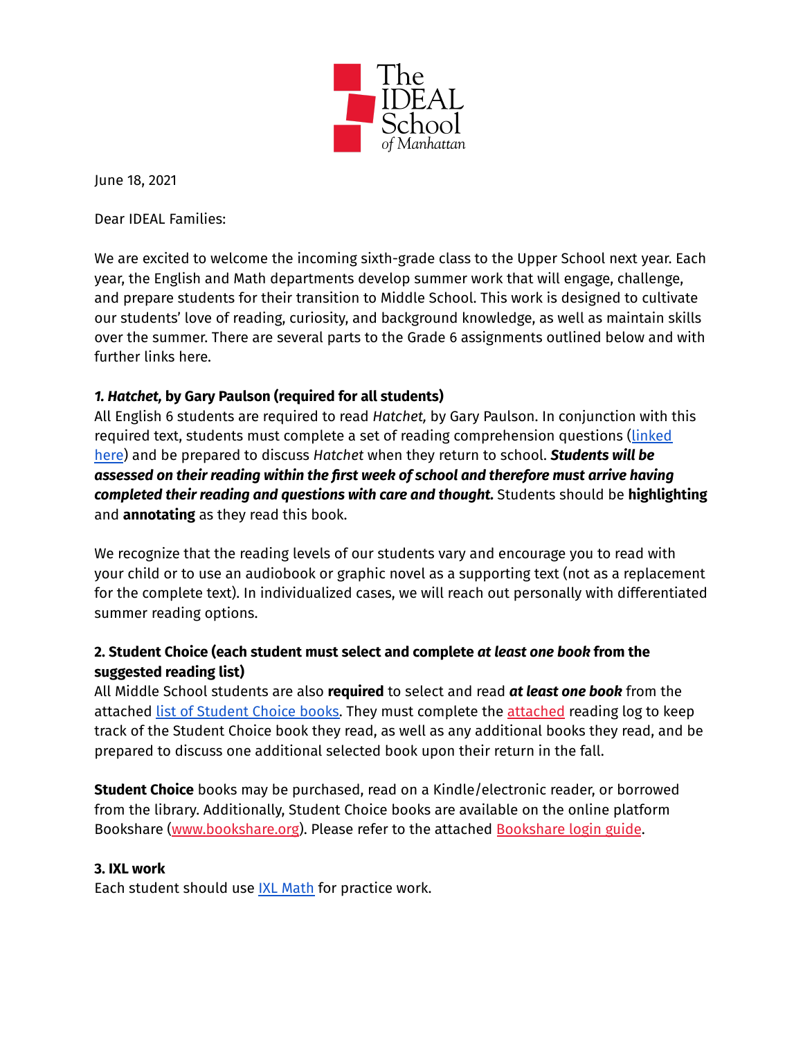The IDEAL School of Manhattan

June 18, 2021

Dear IDEAL Families:

We are excited to welcome the incoming sixth-grade class to the Upper School next year. Each year, the English and Math departments develop summer work that will engage, challenge, and prepare students for their transition to Middle School. This work is designed to cultivate our students' love of reading, curiosity, and background knowledge, as well as maintain skills over the summer. There are several parts to the Grade 6 assignments outlined below and with further links here.

### 1. *Hatchet,* by Gary Paulson (required for all students)

All English 6 students are required to read *Hatchet,* by Gary Paulson. In conjunction with this required text, students must complete a set of reading comprehension questions (linked here) and be prepared to discuss *Hatchet* when they return to school. ***Students will be assessed on their reading within the first week of school and therefore must arrive having completed their reading and questions with care and thought.*** Students should be **highlighting** and **annotating** as they read this book.

We recognize that the reading levels of our students vary and encourage you to read with your child or to use an audiobook or graphic novel as a supporting text (not as a replacement for the complete text). In individualized cases, we will reach out personally with differentiated summer reading options.

### 2. Student Choice (each student must select and complete *at least one book* from the suggested reading list)

All Middle School students are also **required** to select and read ***at least one book*** from the attached list of Student Choice books. They must complete the attached reading log to keep track of the Student Choice book they read, as well as any additional books they read, and be prepared to discuss one additional selected book upon their return in the fall.

**Student Choice** books may be purchased, read on a Kindle/electronic reader, or borrowed from the library. Additionally, Student Choice books are available on the online platform Bookshare (www.bookshare.org). Please refer to the attached Bookshare login guide.

### 3. IXL work

Each student should use IXL Math for practice work.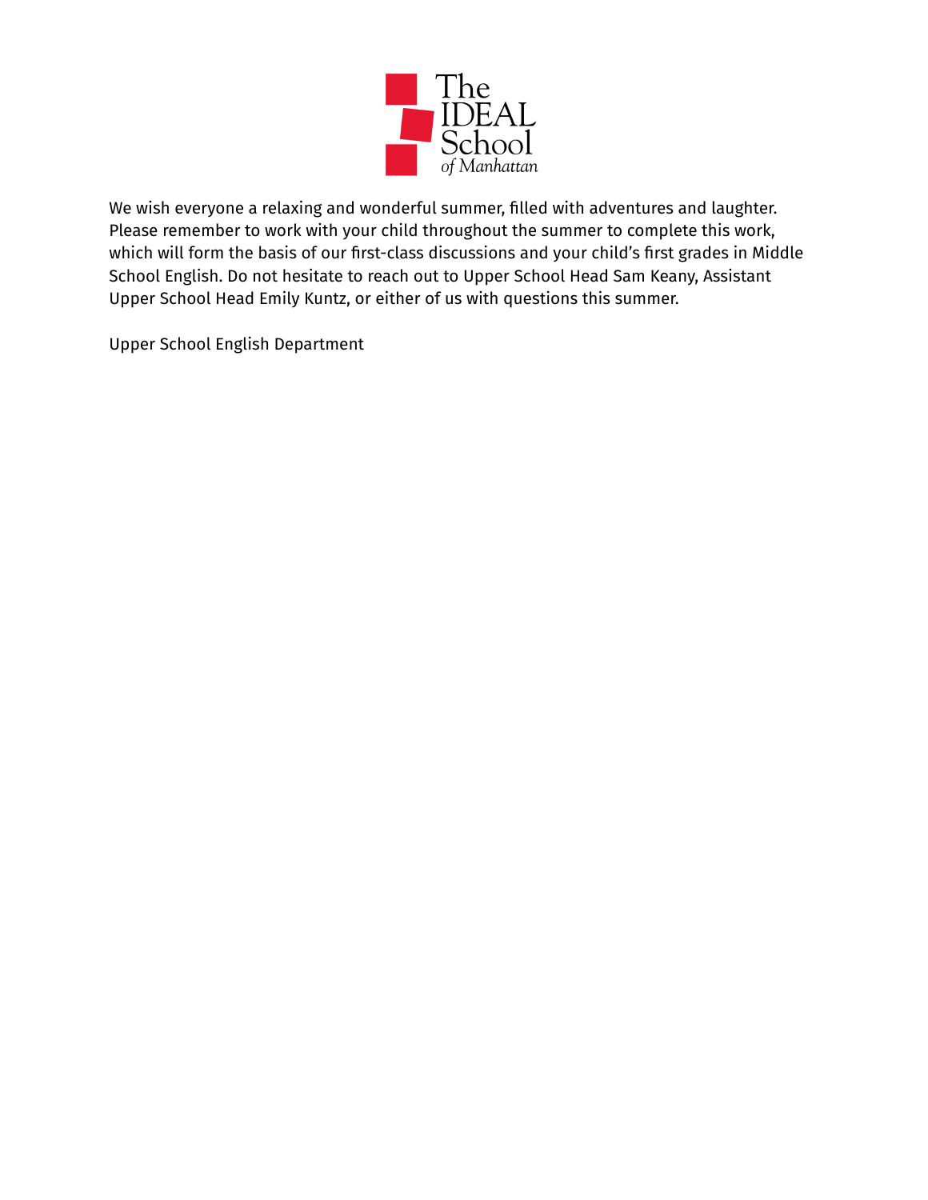We wish everyone a relaxing and wonderful summer, filled with adventures and laughter. Please remember to work with your child throughout the summer to complete this work, which will form the basis of our first-class discussions and your child's first grades in Middle School English. Do not hesitate to reach out to Upper School Head Sam Keany, Assistant Upper School Head Emily Kuntz, or either of us with questions this summer.

Upper School English Department